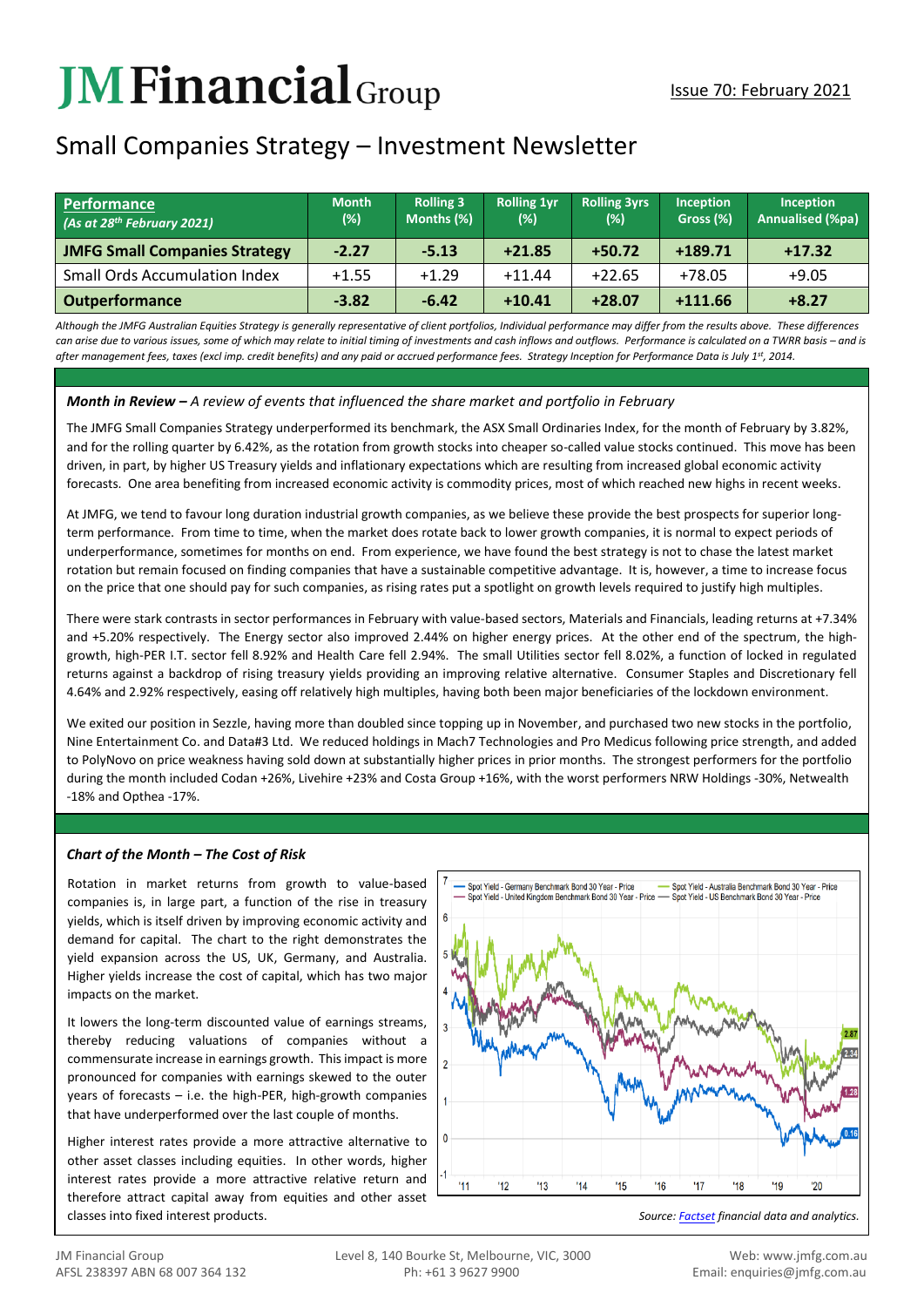# JM Financial Group

Issue 70: February 2021

## Small Companies Strategy – Investment Newsletter

| **Performance** *(As at 28th February 2021)* | Month (%) | Rolling 3 Months (%) | Rolling 1yr (%) | Rolling 3yrs (%) | Inception Gross (%) | Inception Annualised (%pa) |
|---|---|---|---|---|---|---|
| **JMFG Small Companies Strategy** | **-2.27** | **-5.13** | **+21.85** | **+50.72** | **+189.71** | **+17.32** |
| Small Ords Accumulation Index | +1.55 | +1.29 | +11.44 | +22.65 | +78.05 | +9.05 |
| **Outperformance** | **-3.82** | **-6.42** | **+10.41** | **+28.07** | **+111.66** | **+8.27** |

*Although the JMFG Australian Equities Strategy is generally representative of client portfolios, Individual performance may differ from the results above. These differences can arise due to various issues, some of which may relate to initial timing of investments and cash inflows and outflows. Performance is calculated on a TWRR basis – and is after management fees, taxes (excl imp. credit benefits) and any paid or accrued performance fees. Strategy Inception for Performance Data is July 1st, 2014.*

### *Month in Review – A review of events that influenced the share market and portfolio in February*

The JMFG Small Companies Strategy underperformed its benchmark, the ASX Small Ordinaries Index, for the month of February by 3.82%, and for the rolling quarter by 6.42%, as the rotation from growth stocks into cheaper so-called value stocks continued. This move has been driven, in part, by higher US Treasury yields and inflationary expectations which are resulting from increased global economic activity forecasts. One area benefiting from increased economic activity is commodity prices, most of which reached new highs in recent weeks.

At JMFG, we tend to favour long duration industrial growth companies, as we believe these provide the best prospects for superior long-term performance. From time to time, when the market does rotate back to lower growth companies, it is normal to expect periods of underperformance, sometimes for months on end. From experience, we have found the best strategy is not to chase the latest market rotation but remain focused on finding companies that have a sustainable competitive advantage. It is, however, a time to increase focus on the price that one should pay for such companies, as rising rates put a spotlight on growth levels required to justify high multiples.

There were stark contrasts in sector performances in February with value-based sectors, Materials and Financials, leading returns at +7.34% and +5.20% respectively. The Energy sector also improved 2.44% on higher energy prices. At the other end of the spectrum, the high-growth, high-PER I.T. sector fell 8.92% and Health Care fell 2.94%. The small Utilities sector fell 8.02%, a function of locked in regulated returns against a backdrop of rising treasury yields providing an improving relative alternative. Consumer Staples and Discretionary fell 4.64% and 2.92% respectively, easing off relatively high multiples, having both been major beneficiaries of the lockdown environment.

We exited our position in Sezzle, having more than doubled since topping up in November, and purchased two new stocks in the portfolio, Nine Entertainment Co. and Data#3 Ltd. We reduced holdings in Mach7 Technologies and Pro Medicus following price strength, and added to PolyNovo on price weakness having sold down at substantially higher prices in prior months. The strongest performers for the portfolio during the month included Codan +26%, Livehire +23% and Costa Group +16%, with the worst performers NRW Holdings -30%, Netwealth -18% and Opthea -17%.

### *Chart of the Month – The Cost of Risk*

Rotation in market returns from growth to value-based companies is, in large part, a function of the rise in treasury yields, which is itself driven by improving economic activity and demand for capital. The chart to the right demonstrates the yield expansion across the US, UK, Germany, and Australia. Higher yields increase the cost of capital, which has two major impacts on the market.

It lowers the long-term discounted value of earnings streams, thereby reducing valuations of companies without a commensurate increase in earnings growth. This impact is more pronounced for companies with earnings skewed to the outer years of forecasts – i.e. the high-PER, high-growth companies that have underperformed over the last couple of months.

Higher interest rates provide a more attractive alternative to other asset classes including equities. In other words, higher interest rates provide a more attractive relative return and therefore attract capital away from equities and other asset classes into fixed interest products.

*Source: Factset financial data and analytics.*

JM Financial Group
AFSL 238397 ABN 68 007 364 132

Level 8, 140 Bourke St, Melbourne, VIC, 3000
Ph: +61 3 9627 9900

Web: www.jmfg.com.au
Email: enquiries@jmfg.com.au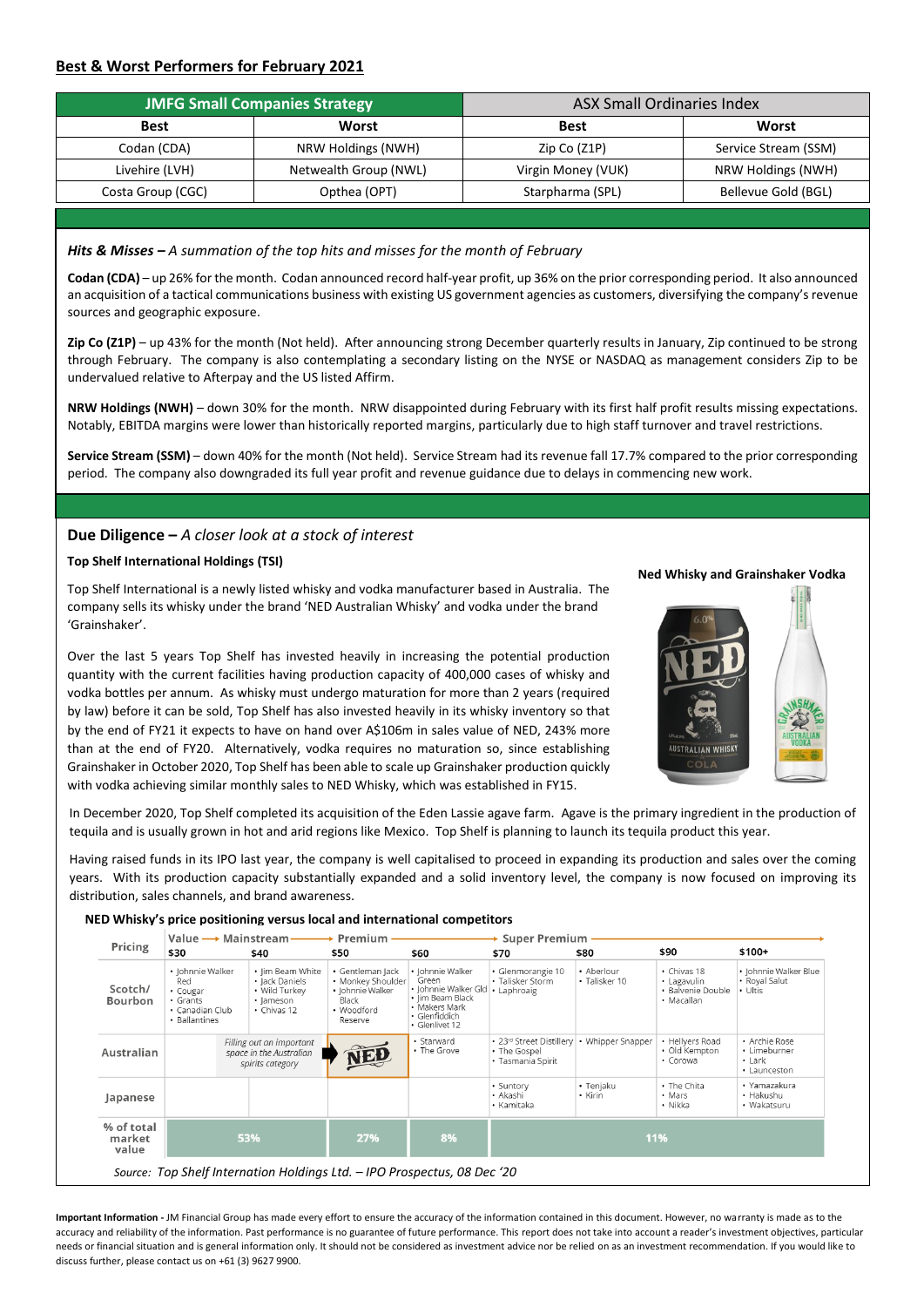## Best & Worst Performers for February 2021

| JMFG Small Companies Strategy | | ASX Small Ordinaries Index | |
|---|---|---|---|
| **Best** | **Worst** | **Best** | **Worst** |
| Codan (CDA) | NRW Holdings (NWH) | Zip Co (Z1P) | Service Stream (SSM) |
| Livehire (LVH) | Netwealth Group (NWL) | Virgin Money (VUK) | NRW Holdings (NWH) |
| Costa Group (CGC) | Opthea (OPT) | Starpharma (SPL) | Bellevue Gold (BGL) |

***Hits & Misses*** *– A summation of the top hits and misses for the month of February*

**Codan (CDA)** – up 26% for the month. Codan announced record half-year profit, up 36% on the prior corresponding period. It also announced an acquisition of a tactical communications business with existing US government agencies as customers, diversifying the company's revenue sources and geographic exposure.

**Zip Co (Z1P)** – up 43% for the month (Not held). After announcing strong December quarterly results in January, Zip continued to be strong through February. The company is also contemplating a secondary listing on the NYSE or NASDAQ as management considers Zip to be undervalued relative to Afterpay and the US listed Affirm.

**NRW Holdings (NWH)** – down 30% for the month. NRW disappointed during February with its first half profit results missing expectations. Notably, EBITDA margins were lower than historically reported margins, particularly due to high staff turnover and travel restrictions.

**Service Stream (SSM)** – down 40% for the month (Not held). Service Stream had its revenue fall 17.7% compared to the prior corresponding period. The company also downgraded its full year profit and revenue guidance due to delays in commencing new work.

## Due Diligence – *A closer look at a stock of interest*

### Top Shelf International Holdings (TSI)

Top Shelf International is a newly listed whisky and vodka manufacturer based in Australia. The company sells its whisky under the brand 'NED Australian Whisky' and vodka under the brand 'Grainshaker'.

**Ned Whisky and Grainshaker Vodka**

Over the last 5 years Top Shelf has invested heavily in increasing the potential production quantity with the current facilities having production capacity of 400,000 cases of whisky and vodka bottles per annum. As whisky must undergo maturation for more than 2 years (required by law) before it can be sold, Top Shelf has also invested heavily in its whisky inventory so that by the end of FY21 it expects to have on hand over A$106m in sales value of NED, 243% more than at the end of FY20. Alternatively, vodka requires no maturation so, since establishing Grainshaker in October 2020, Top Shelf has been able to scale up Grainshaker production quickly with vodka achieving similar monthly sales to NED Whisky, which was established in FY15.

In December 2020, Top Shelf completed its acquisition of the Eden Lassie agave farm. Agave is the primary ingredient in the production of tequila and is usually grown in hot and arid regions like Mexico. Top Shelf is planning to launch its tequila product this year.

Having raised funds in its IPO last year, the company is well capitalised to proceed in expanding its production and sales over the coming years. With its production capacity substantially expanded and a solid inventory level, the company is now focused on improving its distribution, sales channels, and brand awareness.

**NED Whisky's price positioning versus local and international competitors**

| Pricing | Value → Mainstream | | Premium | | Super Premium | | | |
|---|---|---|---|---|---|---|---|---|
| | **$30** | **$40** | **$50** | **$60** | **$70** | **$80** | **$90** | **$100+** |
| **Scotch/ Bourbon** | • Johnnie Walker Red • Cougar • Grants • Canadian Club • Ballantines | • Jim Beam White • Jack Daniels • Wild Turkey • Jameson • Chivas 12 | • Gentleman Jack • Monkey Shoulder • Johnnie Walker Black • Woodford Reserve | • Johnnie Walker Green • Johnnie Walker Gld • Jim Beam Black • Makers Mark • Glenfiddich • Glenlivet 12 | • Glenmorangie 10 • Talisker Storm • Laphroaig | • Aberlour • Talisker 10 | • Chivas 18 • Lagavulin • Balvenie Double • Macallan | • Johnnie Walker Blue • Royal Salut • Ultis |
| **Australian** | *Filling out an important space in the Australian spirits category* | | NED | • Starward • The Grove | • 23rd Street Distillery • The Gospel • Tasmania Spirit | • Whipper Snapper | • Hellyers Road • Old Kempton • Corowa | • Archie Rose • Limeburner • Lark • Launceston |
| **Japanese** | | | | | • Suntory • Akashi • Kamitaka | • Tenjaku • Kirin | • The Chita • Mars • Nikka | • Yamazakura • Hakushu • Wakatsuru |
| **% of total market value** | 53% | | 27% | 8% | 11% | | | |

*Source: Top Shelf Internation Holdings Ltd. – IPO Prospectus, 08 Dec '20*

**Important Information -** JM Financial Group has made every effort to ensure the accuracy of the information contained in this document. However, no warranty is made as to the accuracy and reliability of the information. Past performance is no guarantee of future performance. This report does not take into account a reader's investment objectives, particular needs or financial situation and is general information only. It should not be considered as investment advice nor be relied on as an investment recommendation. If you would like to discuss further, please contact us on +61 (3) 9627 9900.